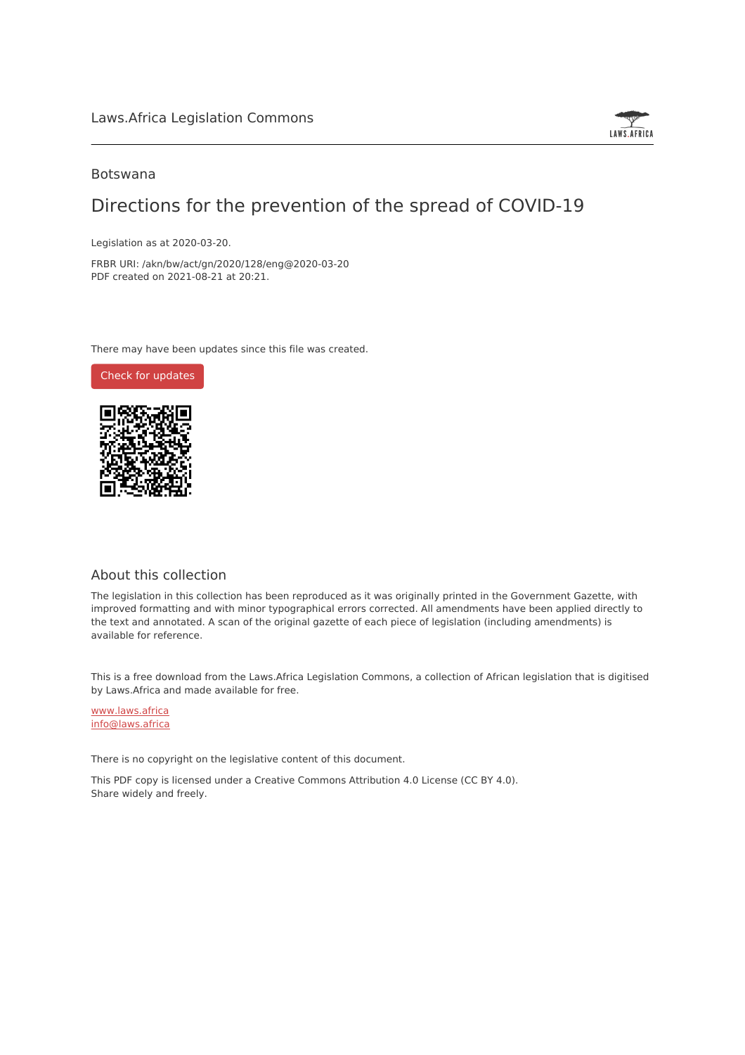Laws.Africa Legislation Commons

Botswana

# Directions for the prevention of the spread of COVID-19

Legislation as at 2020-03-20.

FRBR URI: /akn/bw/act/gn/2020/128/eng@2020-03-20

PDF created on 2021-08-21 at 20:21.

There may have been updates since this file was created.

Check for updates

## About this collection

The legislation in this collection has been reproduced as it was originally printed in the Government Gazette, with improved formatting and with minor typographical errors corrected. All amendments have been applied directly to the text and annotated. A scan of the original gazette of each piece of legislation (including amendments) is available for reference.

This is a free download from the Laws.Africa Legislation Commons, a collection of African legislation that is digitised by Laws.Africa and made available for free.

www.laws.africa

info@laws.africa

There is no copyright on the legislative content of this document.

This PDF copy is licensed under a Creative Commons Attribution 4.0 License (CC BY 4.0).
Share widely and freely.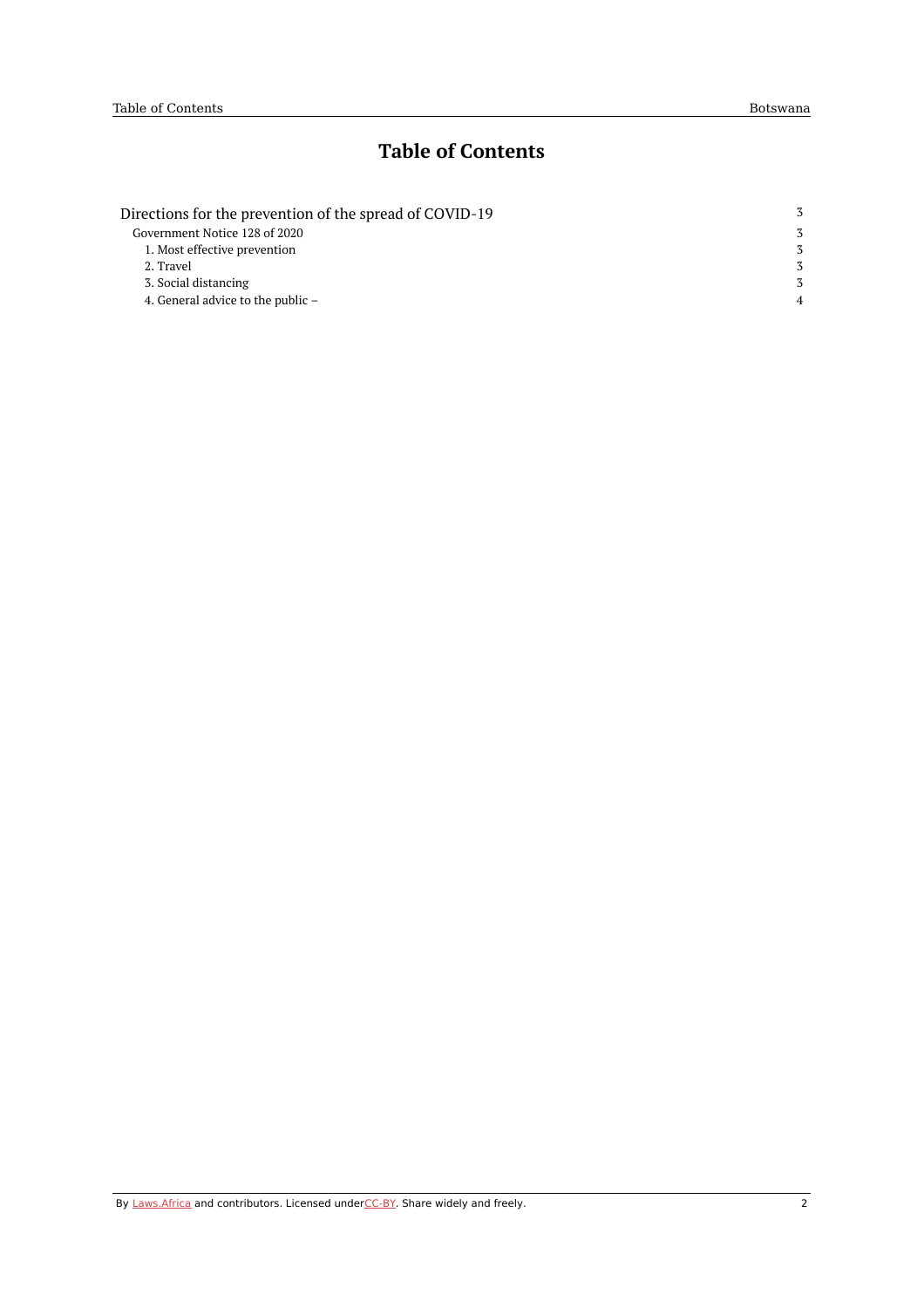# Table of Contents

| | |
|---|---|
| Directions for the prevention of the spread of COVID-19 | 3 |
| Government Notice 128 of 2020 | 3 |
| 1. Most effective prevention | 3 |
| 2. Travel | 3 |
| 3. Social distancing | 3 |
| 4. General advice to the public – | 4 |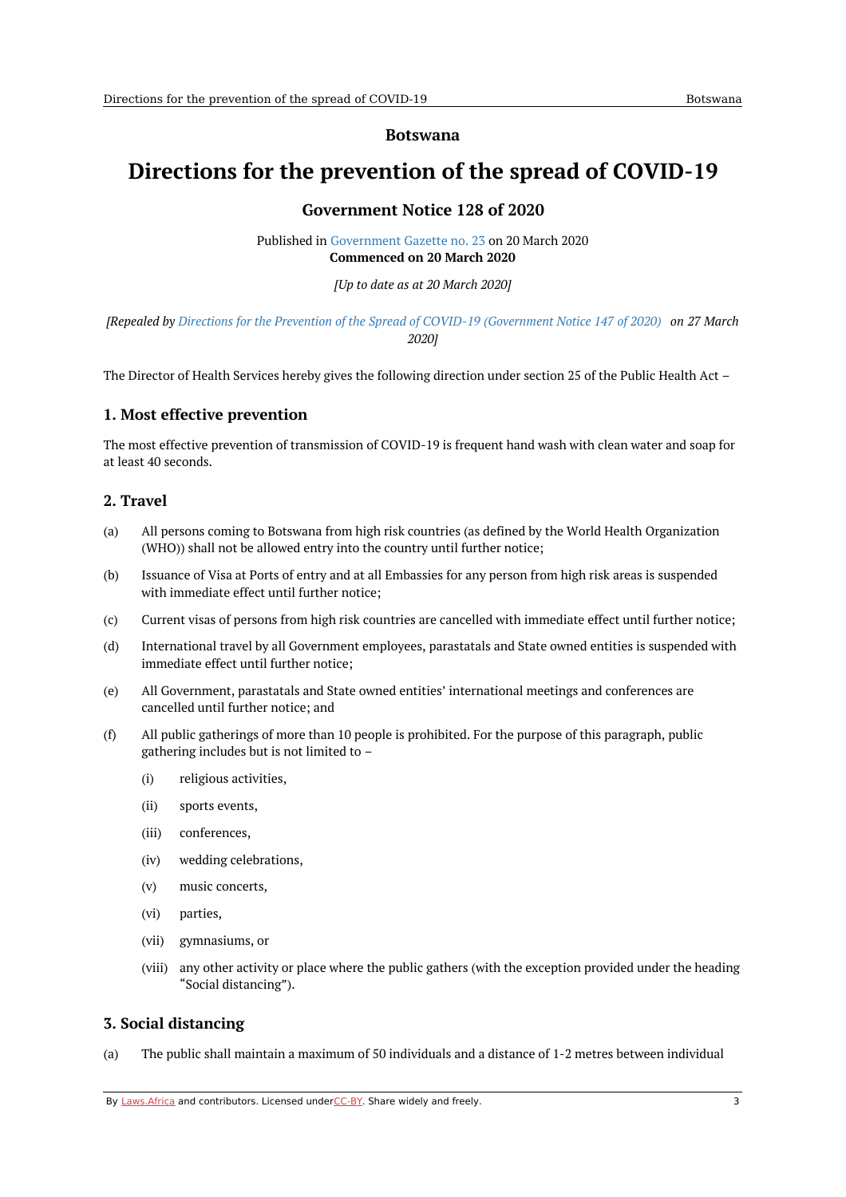# Botswana

# Directions for the prevention of the spread of COVID-19

## Government Notice 128 of 2020

Published in Government Gazette no. 23 on 20 March 2020
**Commenced on 20 March 2020**

*[Up to date as at 20 March 2020]*

*[Repealed by Directions for the Prevention of the Spread of COVID-19 (Government Notice 147 of 2020) on 27 March 2020]*

The Director of Health Services hereby gives the following direction under section 25 of the Public Health Act –

### 1. Most effective prevention

The most effective prevention of transmission of COVID-19 is frequent hand wash with clean water and soap for at least 40 seconds.

### 2. Travel

(a) All persons coming to Botswana from high risk countries (as defined by the World Health Organization (WHO)) shall not be allowed entry into the country until further notice;

(b) Issuance of Visa at Ports of entry and at all Embassies for any person from high risk areas is suspended with immediate effect until further notice;

(c) Current visas of persons from high risk countries are cancelled with immediate effect until further notice;

(d) International travel by all Government employees, parastatals and State owned entities is suspended with immediate effect until further notice;

(e) All Government, parastatals and State owned entities' international meetings and conferences are cancelled until further notice; and

(f) All public gatherings of more than 10 people is prohibited. For the purpose of this paragraph, public gathering includes but is not limited to –

  (i) religious activities,

  (ii) sports events,

  (iii) conferences,

  (iv) wedding celebrations,

  (v) music concerts,

  (vi) parties,

  (vii) gymnasiums, or

  (viii) any other activity or place where the public gathers (with the exception provided under the heading "Social distancing").

### 3. Social distancing

(a) The public shall maintain a maximum of 50 individuals and a distance of 1-2 metres between individual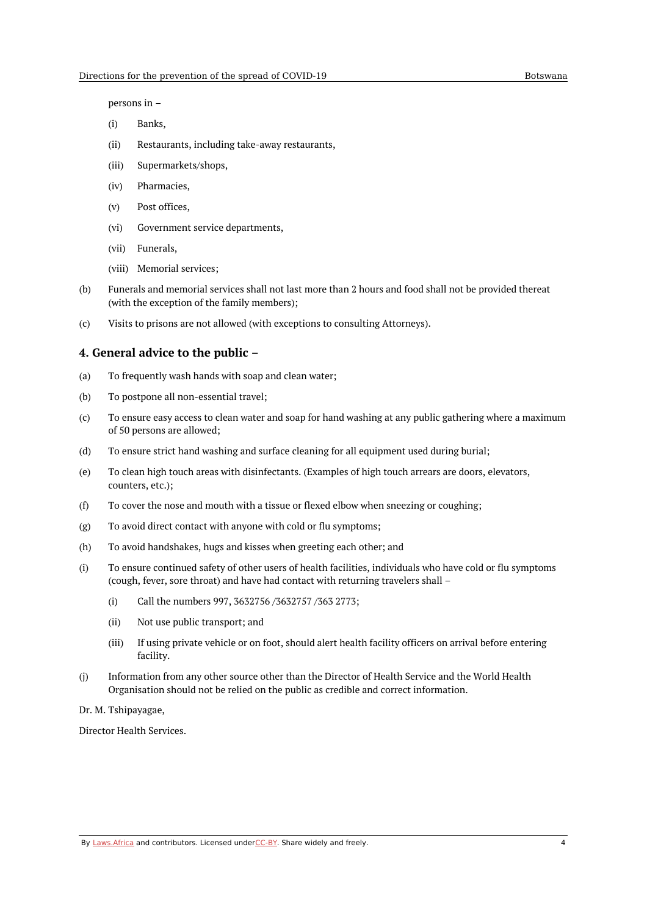persons in –

- (i) Banks,
- (ii) Restaurants, including take-away restaurants,
- (iii) Supermarkets/shops,
- (iv) Pharmacies,
- (v) Post offices,
- (vi) Government service departments,
- (vii) Funerals,
- (viii) Memorial services;

(b) Funerals and memorial services shall not last more than 2 hours and food shall not be provided thereat (with the exception of the family members);

(c) Visits to prisons are not allowed (with exceptions to consulting Attorneys).

### 4. General advice to the public –

(a) To frequently wash hands with soap and clean water;

(b) To postpone all non-essential travel;

(c) To ensure easy access to clean water and soap for hand washing at any public gathering where a maximum of 50 persons are allowed;

(d) To ensure strict hand washing and surface cleaning for all equipment used during burial;

(e) To clean high touch areas with disinfectants. (Examples of high touch arrears are doors, elevators, counters, etc.);

(f) To cover the nose and mouth with a tissue or flexed elbow when sneezing or coughing;

(g) To avoid direct contact with anyone with cold or flu symptoms;

(h) To avoid handshakes, hugs and kisses when greeting each other; and

(i) To ensure continued safety of other users of health facilities, individuals who have cold or flu symptoms (cough, fever, sore throat) and have had contact with returning travelers shall –

- (i) Call the numbers 997, 3632756 /3632757 /363 2773;
- (ii) Not use public transport; and
- (iii) If using private vehicle or on foot, should alert health facility officers on arrival before entering facility.

(j) Information from any other source other than the Director of Health Service and the World Health Organisation should not be relied on the public as credible and correct information.

Dr. M. Tshipayagae,

Director Health Services.